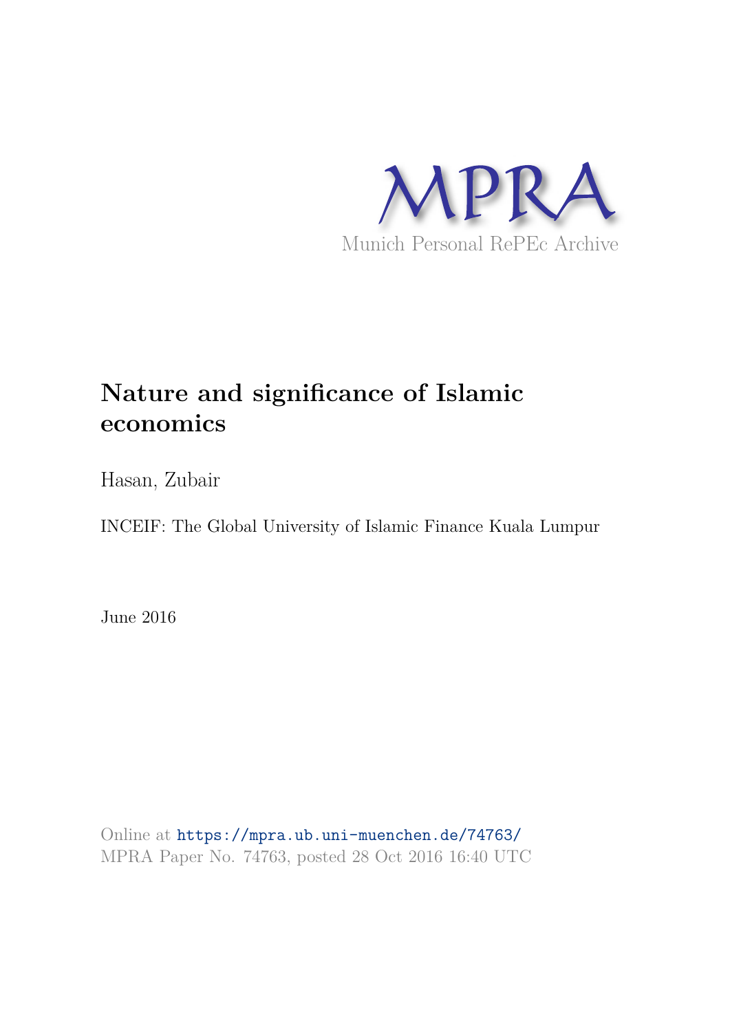MPRA

Munich Personal RePEc Archive

# Nature and significance of Islamic economics

Hasan, Zubair

INCEIF: The Global University of Islamic Finance Kuala Lumpur

June 2016

Online at https://mpra.ub.uni-muenchen.de/74763/
MPRA Paper No. 74763, posted 28 Oct 2016 16:40 UTC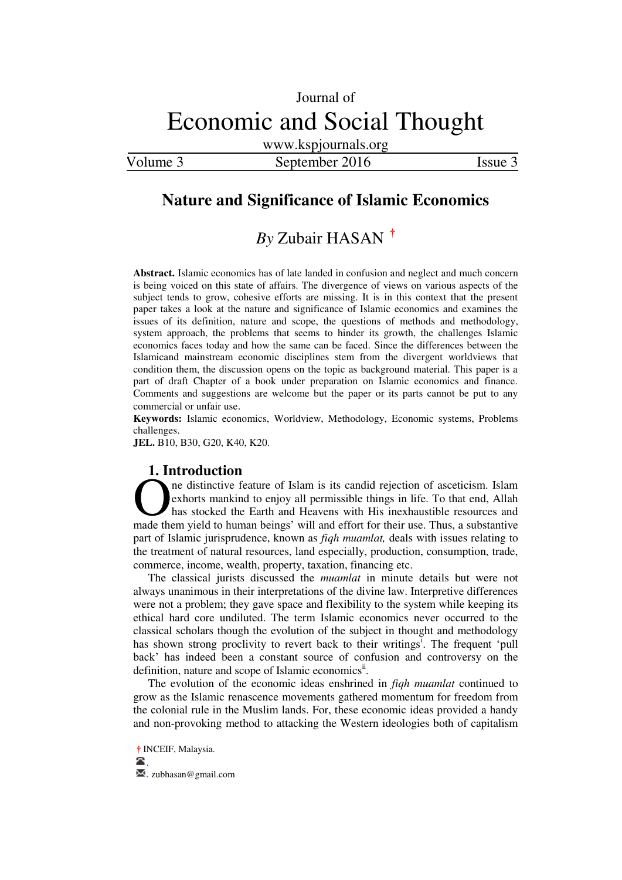Journal of

# Economic and Social Thought

www.kspjournals.org

## Nature and Significance of Islamic Economics

*By* Zubair HASAN [†]

**Abstract.** Islamic economics has of late landed in confusion and neglect and much concern is being voiced on this state of affairs. The divergence of views on various aspects of the subject tends to grow, cohesive efforts are missing. It is in this context that the present paper takes a look at the nature and significance of Islamic economics and examines the issues of its definition, nature and scope, the questions of methods and methodology, system approach, the problems that seems to hinder its growth, the challenges Islamic economics faces today and how the same can be faced. Since the differences between the Islamicand mainstream economic disciplines stem from the divergent worldviews that condition them, the discussion opens on the topic as background material. This paper is a part of draft Chapter of a book under preparation on Islamic economics and finance. Comments and suggestions are welcome but the paper or its parts cannot be put to any commercial or unfair use.

**Keywords:** Islamic economics, Worldview, Methodology, Economic systems, Problems challenges.

**JEL.** B10, B30, G20, K40, K20.

## 1. Introduction

One distinctive feature of Islam is its candid rejection of asceticism. Islam exhorts mankind to enjoy all permissible things in life. To that end, Allah has stocked the Earth and Heavens with His inexhaustible resources and made them yield to human beings' will and effort for their use. Thus, a substantive part of Islamic jurisprudence, known as *fiqh muamlat,* deals with issues relating to the treatment of natural resources, land especially, production, consumption, trade, commerce, income, wealth, property, taxation, financing etc.

The classical jurists discussed the *muamlat* in minute details but were not always unanimous in their interpretations of the divine law. Interpretive differences were not a problem; they gave space and flexibility to the system while keeping its ethical hard core undiluted. The term Islamic economics never occurred to the classical scholars though the evolution of the subject in thought and methodology has shown strong proclivity to revert back to their writings[i]. The frequent 'pull back' has indeed been a constant source of confusion and controversy on the definition, nature and scope of Islamic economics[ii].

The evolution of the economic ideas enshrined in *fiqh muamlat* continued to grow as the Islamic renascence movements gathered momentum for freedom from the colonial rule in the Muslim lands. For, these economic ideas provided a handy and non-provoking method to attacking the Western ideologies both of capitalism

---

† INCEIF, Malaysia.

☎. 

✉. zubhasan@gmail.com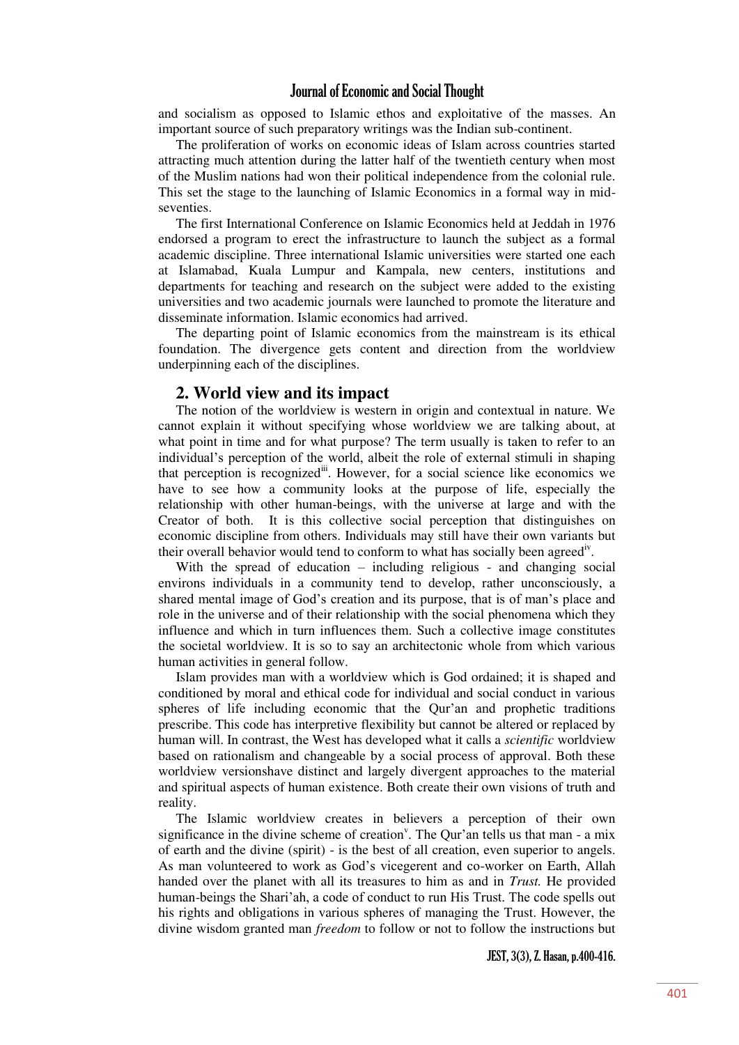and socialism as opposed to Islamic ethos and exploitative of the masses. An important source of such preparatory writings was the Indian sub-continent.

The proliferation of works on economic ideas of Islam across countries started attracting much attention during the latter half of the twentieth century when most of the Muslim nations had won their political independence from the colonial rule. This set the stage to the launching of Islamic Economics in a formal way in mid-seventies.

The first International Conference on Islamic Economics held at Jeddah in 1976 endorsed a program to erect the infrastructure to launch the subject as a formal academic discipline. Three international Islamic universities were started one each at Islamabad, Kuala Lumpur and Kampala, new centers, institutions and departments for teaching and research on the subject were added to the existing universities and two academic journals were launched to promote the literature and disseminate information. Islamic economics had arrived.

The departing point of Islamic economics from the mainstream is its ethical foundation. The divergence gets content and direction from the worldview underpinning each of the disciplines.

## 2. World view and its impact

The notion of the worldview is western in origin and contextual in nature. We cannot explain it without specifying whose worldview we are talking about, at what point in time and for what purpose? The term usually is taken to refer to an individual's perception of the world, albeit the role of external stimuli in shaping that perception is recognized[iii]. However, for a social science like economics we have to see how a community looks at the purpose of life, especially the relationship with other human-beings, with the universe at large and with the Creator of both. It is this collective social perception that distinguishes on economic discipline from others. Individuals may still have their own variants but their overall behavior would tend to conform to what has socially been agreed[iv].

With the spread of education – including religious - and changing social environs individuals in a community tend to develop, rather unconsciously, a shared mental image of God's creation and its purpose, that is of man's place and role in the universe and of their relationship with the social phenomena which they influence and which in turn influences them. Such a collective image constitutes the societal worldview. It is so to say an architectonic whole from which various human activities in general follow.

Islam provides man with a worldview which is God ordained; it is shaped and conditioned by moral and ethical code for individual and social conduct in various spheres of life including economic that the Qur'an and prophetic traditions prescribe. This code has interpretive flexibility but cannot be altered or replaced by human will. In contrast, the West has developed what it calls a *scientific* worldview based on rationalism and changeable by a social process of approval. Both these worldview versionshave distinct and largely divergent approaches to the material and spiritual aspects of human existence. Both create their own visions of truth and reality.

The Islamic worldview creates in believers a perception of their own significance in the divine scheme of creation[v]. The Qur'an tells us that man - a mix of earth and the divine (spirit) - is the best of all creation, even superior to angels. As man volunteered to work as God's vicegerent and co-worker on Earth, Allah handed over the planet with all its treasures to him as and in *Trust.* He provided human-beings the Shari'ah, a code of conduct to run His Trust. The code spells out his rights and obligations in various spheres of managing the Trust. However, the divine wisdom granted man *freedom* to follow or not to follow the instructions but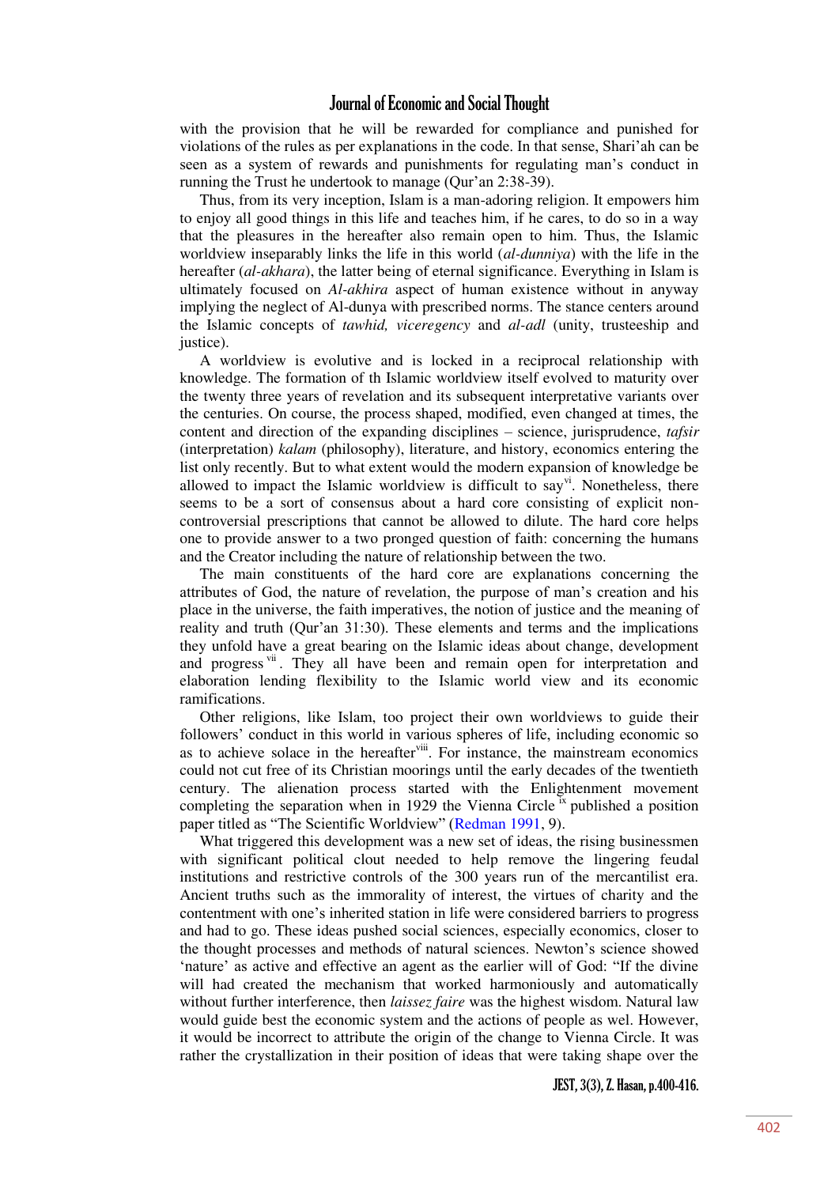with the provision that he will be rewarded for compliance and punished for violations of the rules as per explanations in the code. In that sense, Shari'ah can be seen as a system of rewards and punishments for regulating man's conduct in running the Trust he undertook to manage (Qur'an 2:38-39).

Thus, from its very inception, Islam is a man-adoring religion. It empowers him to enjoy all good things in this life and teaches him, if he cares, to do so in a way that the pleasures in the hereafter also remain open to him. Thus, the Islamic worldview inseparably links the life in this world (*al-dunniya*) with the life in the hereafter (*al-akhara*), the latter being of eternal significance. Everything in Islam is ultimately focused on *Al-akhira* aspect of human existence without in anyway implying the neglect of Al-dunya with prescribed norms. The stance centers around the Islamic concepts of *tawhid, viceregency* and *al-adl* (unity, trusteeship and justice).

A worldview is evolutive and is locked in a reciprocal relationship with knowledge. The formation of th Islamic worldview itself evolved to maturity over the twenty three years of revelation and its subsequent interpretative variants over the centuries. On course, the process shaped, modified, even changed at times, the content and direction of the expanding disciplines – science, jurisprudence, *tafsir* (interpretation) *kalam* (philosophy), literature, and history, economics entering the list only recently. But to what extent would the modern expansion of knowledge be allowed to impact the Islamic worldview is difficult to say[vi]. Nonetheless, there seems to be a sort of consensus about a hard core consisting of explicit non-controversial prescriptions that cannot be allowed to dilute. The hard core helps one to provide answer to a two pronged question of faith: concerning the humans and the Creator including the nature of relationship between the two.

The main constituents of the hard core are explanations concerning the attributes of God, the nature of revelation, the purpose of man's creation and his place in the universe, the faith imperatives, the notion of justice and the meaning of reality and truth (Qur'an 31:30). These elements and terms and the implications they unfold have a great bearing on the Islamic ideas about change, development and progress[vii]. They all have been and remain open for interpretation and elaboration lending flexibility to the Islamic world view and its economic ramifications.

Other religions, like Islam, too project their own worldviews to guide their followers' conduct in this world in various spheres of life, including economic so as to achieve solace in the hereafter[viii]. For instance, the mainstream economics could not cut free of its Christian moorings until the early decades of the twentieth century. The alienation process started with the Enlightenment movement completing the separation when in 1929 the Vienna Circle[ix] published a position paper titled as "The Scientific Worldview" (Redman 1991, 9).

What triggered this development was a new set of ideas, the rising businessmen with significant political clout needed to help remove the lingering feudal institutions and restrictive controls of the 300 years run of the mercantilist era. Ancient truths such as the immorality of interest, the virtues of charity and the contentment with one's inherited station in life were considered barriers to progress and had to go. These ideas pushed social sciences, especially economics, closer to the thought processes and methods of natural sciences. Newton's science showed 'nature' as active and effective an agent as the earlier will of God: "If the divine will had created the mechanism that worked harmoniously and automatically without further interference, then *laissez faire* was the highest wisdom. Natural law would guide best the economic system and the actions of people as wel. However, it would be incorrect to attribute the origin of the change to Vienna Circle. It was rather the crystallization in their position of ideas that were taking shape over the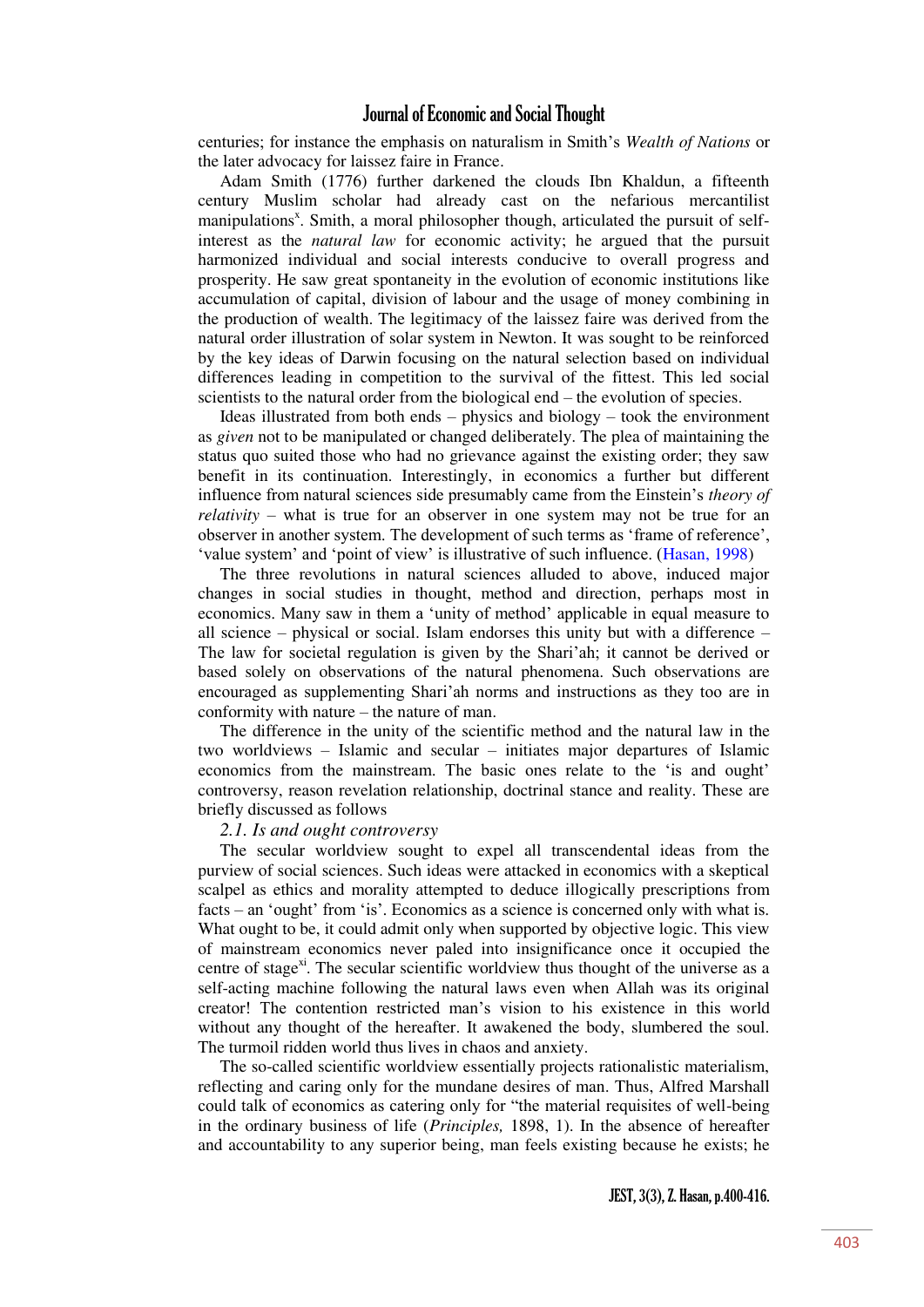centuries; for instance the emphasis on naturalism in Smith's *Wealth of Nations* or the later advocacy for laissez faire in France.

Adam Smith (1776) further darkened the clouds Ibn Khaldun, a fifteenth century Muslim scholar had already cast on the nefarious mercantilist manipulations[x]. Smith, a moral philosopher though, articulated the pursuit of self-interest as the *natural law* for economic activity; he argued that the pursuit harmonized individual and social interests conducive to overall progress and prosperity. He saw great spontaneity in the evolution of economic institutions like accumulation of capital, division of labour and the usage of money combining in the production of wealth. The legitimacy of the laissez faire was derived from the natural order illustration of solar system in Newton. It was sought to be reinforced by the key ideas of Darwin focusing on the natural selection based on individual differences leading in competition to the survival of the fittest. This led social scientists to the natural order from the biological end – the evolution of species.

Ideas illustrated from both ends – physics and biology – took the environment as *given* not to be manipulated or changed deliberately. The plea of maintaining the status quo suited those who had no grievance against the existing order; they saw benefit in its continuation. Interestingly, in economics a further but different influence from natural sciences side presumably came from the Einstein's *theory of relativity* – what is true for an observer in one system may not be true for an observer in another system. The development of such terms as 'frame of reference', 'value system' and 'point of view' is illustrative of such influence. (Hasan, 1998)

The three revolutions in natural sciences alluded to above, induced major changes in social studies in thought, method and direction, perhaps most in economics. Many saw in them a 'unity of method' applicable in equal measure to all science – physical or social. Islam endorses this unity but with a difference – The law for societal regulation is given by the Shari'ah; it cannot be derived or based solely on observations of the natural phenomena. Such observations are encouraged as supplementing Shari'ah norms and instructions as they too are in conformity with nature – the nature of man.

The difference in the unity of the scientific method and the natural law in the two worldviews – Islamic and secular – initiates major departures of Islamic economics from the mainstream. The basic ones relate to the 'is and ought' controversy, reason revelation relationship, doctrinal stance and reality. These are briefly discussed as follows

### *2.1. Is and ought controversy*

The secular worldview sought to expel all transcendental ideas from the purview of social sciences. Such ideas were attacked in economics with a skeptical scalpel as ethics and morality attempted to deduce illogically prescriptions from facts – an 'ought' from 'is'. Economics as a science is concerned only with what is. What ought to be, it could admit only when supported by objective logic. This view of mainstream economics never paled into insignificance once it occupied the centre of stage[xi]. The secular scientific worldview thus thought of the universe as a self-acting machine following the natural laws even when Allah was its original creator! The contention restricted man's vision to his existence in this world without any thought of the hereafter. It awakened the body, slumbered the soul. The turmoil ridden world thus lives in chaos and anxiety.

The so-called scientific worldview essentially projects rationalistic materialism, reflecting and caring only for the mundane desires of man. Thus, Alfred Marshall could talk of economics as catering only for "the material requisites of well-being in the ordinary business of life (*Principles,* 1898, 1). In the absence of hereafter and accountability to any superior being, man feels existing because he exists; he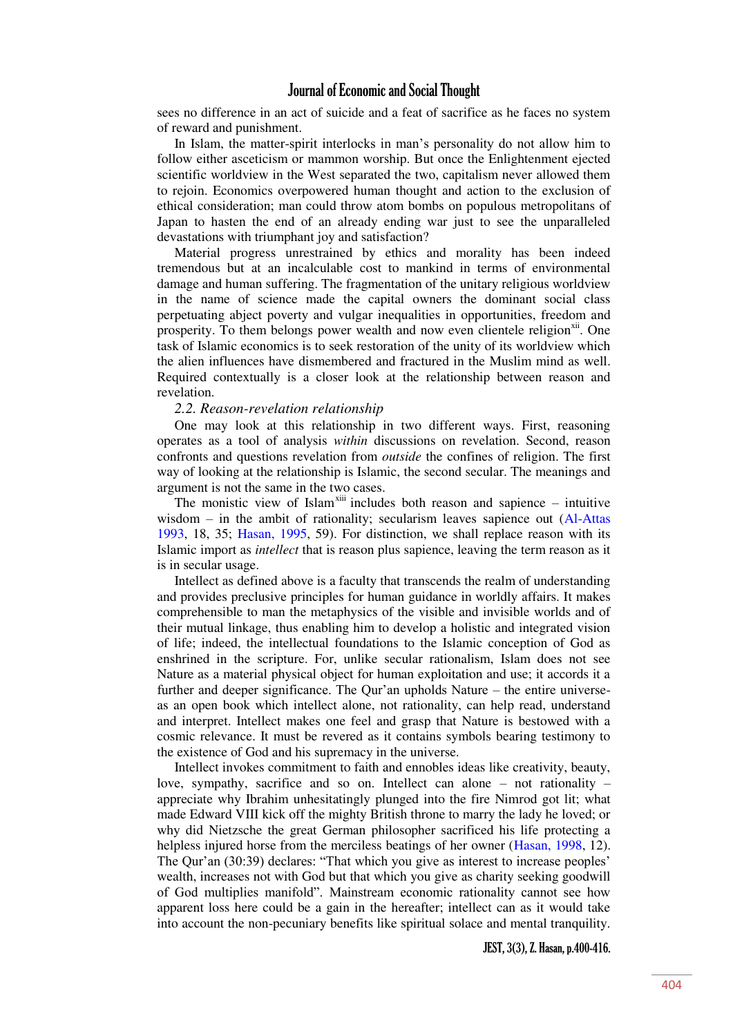sees no difference in an act of suicide and a feat of sacrifice as he faces no system of reward and punishment.

In Islam, the matter-spirit interlocks in man's personality do not allow him to follow either asceticism or mammon worship. But once the Enlightenment ejected scientific worldview in the West separated the two, capitalism never allowed them to rejoin. Economics overpowered human thought and action to the exclusion of ethical consideration; man could throw atom bombs on populous metropolitans of Japan to hasten the end of an already ending war just to see the unparalleled devastations with triumphant joy and satisfaction?

Material progress unrestrained by ethics and morality has been indeed tremendous but at an incalculable cost to mankind in terms of environmental damage and human suffering. The fragmentation of the unitary religious worldview in the name of science made the capital owners the dominant social class perpetuating abject poverty and vulgar inequalities in opportunities, freedom and prosperity. To them belongs power wealth and now even clientele religion[xii]. One task of Islamic economics is to seek restoration of the unity of its worldview which the alien influences have dismembered and fractured in the Muslim mind as well. Required contextually is a closer look at the relationship between reason and revelation.

### *2.2. Reason-revelation relationship*

One may look at this relationship in two different ways. First, reasoning operates as a tool of analysis *within* discussions on revelation. Second, reason confronts and questions revelation from *outside* the confines of religion. The first way of looking at the relationship is Islamic, the second secular. The meanings and argument is not the same in the two cases.

The monistic view of Islam[xiii] includes both reason and sapience – intuitive wisdom – in the ambit of rationality; secularism leaves sapience out (Al-Attas 1993, 18, 35; Hasan, 1995, 59). For distinction, we shall replace reason with its Islamic import as *intellect* that is reason plus sapience, leaving the term reason as it is in secular usage.

Intellect as defined above is a faculty that transcends the realm of understanding and provides preclusive principles for human guidance in worldly affairs. It makes comprehensible to man the metaphysics of the visible and invisible worlds and of their mutual linkage, thus enabling him to develop a holistic and integrated vision of life; indeed, the intellectual foundations to the Islamic conception of God as enshrined in the scripture. For, unlike secular rationalism, Islam does not see Nature as a material physical object for human exploitation and use; it accords it a further and deeper significance. The Qur'an upholds Nature – the entire universe- as an open book which intellect alone, not rationality, can help read, understand and interpret. Intellect makes one feel and grasp that Nature is bestowed with a cosmic relevance. It must be revered as it contains symbols bearing testimony to the existence of God and his supremacy in the universe.

Intellect invokes commitment to faith and ennobles ideas like creativity, beauty, love, sympathy, sacrifice and so on. Intellect can alone – not rationality – appreciate why Ibrahim unhesitatingly plunged into the fire Nimrod got lit; what made Edward VIII kick off the mighty British throne to marry the lady he loved; or why did Nietzsche the great German philosopher sacrificed his life protecting a helpless injured horse from the merciless beatings of her owner (Hasan, 1998, 12). The Qur'an (30:39) declares: "That which you give as interest to increase peoples' wealth, increases not with God but that which you give as charity seeking goodwill of God multiplies manifold". Mainstream economic rationality cannot see how apparent loss here could be a gain in the hereafter; intellect can as it would take into account the non-pecuniary benefits like spiritual solace and mental tranquility.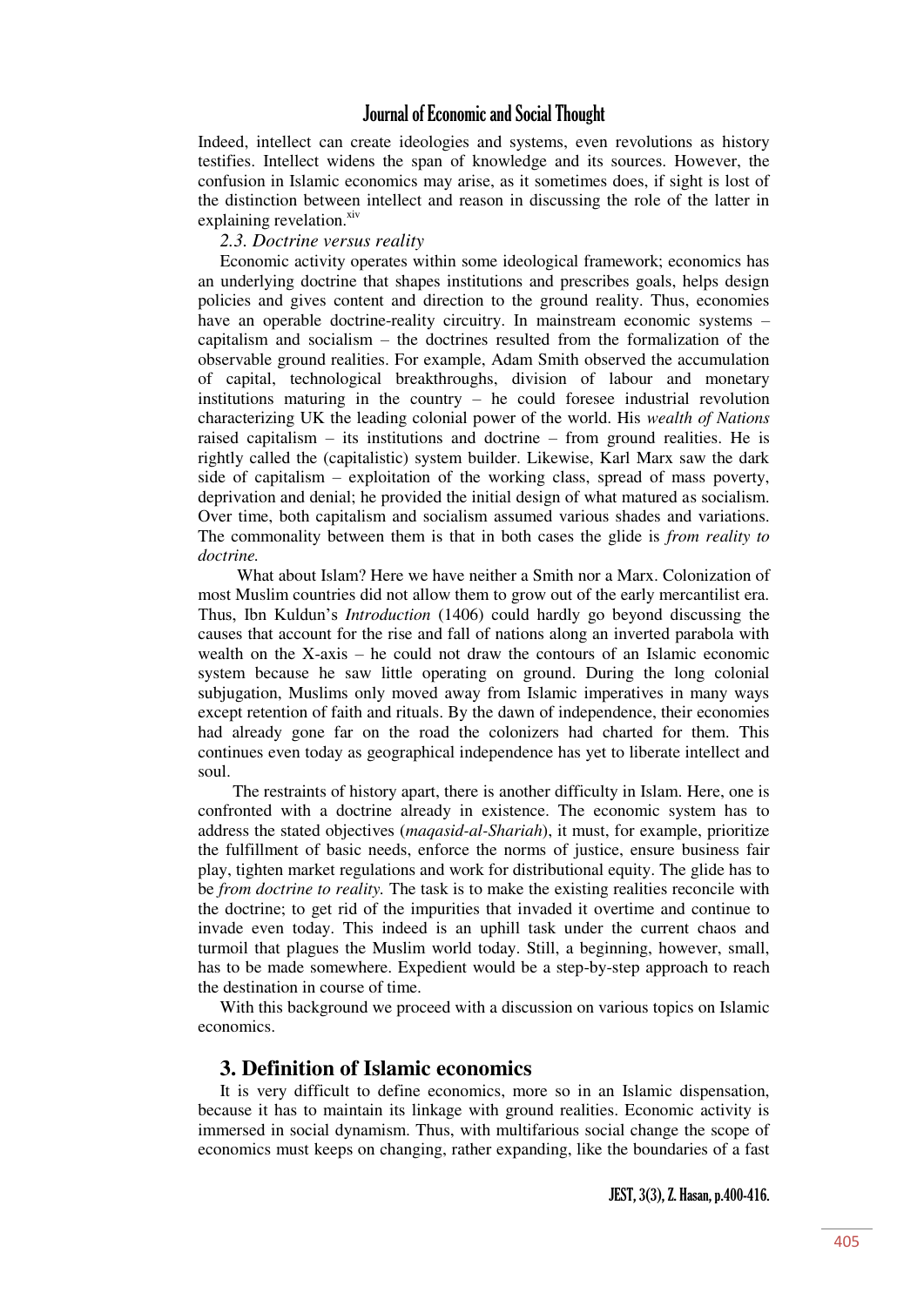Indeed, intellect can create ideologies and systems, even revolutions as history testifies. Intellect widens the span of knowledge and its sources. However, the confusion in Islamic economics may arise, as it sometimes does, if sight is lost of the distinction between intellect and reason in discussing the role of the latter in explaining revelation.[xiv]

*2.3. Doctrine versus reality*

Economic activity operates within some ideological framework; economics has an underlying doctrine that shapes institutions and prescribes goals, helps design policies and gives content and direction to the ground reality. Thus, economies have an operable doctrine-reality circuitry. In mainstream economic systems – capitalism and socialism – the doctrines resulted from the formalization of the observable ground realities. For example, Adam Smith observed the accumulation of capital, technological breakthroughs, division of labour and monetary institutions maturing in the country – he could foresee industrial revolution characterizing UK the leading colonial power of the world. His *wealth of Nations* raised capitalism – its institutions and doctrine – from ground realities. He is rightly called the (capitalistic) system builder. Likewise, Karl Marx saw the dark side of capitalism – exploitation of the working class, spread of mass poverty, deprivation and denial; he provided the initial design of what matured as socialism. Over time, both capitalism and socialism assumed various shades and variations. The commonality between them is that in both cases the glide is *from reality to doctrine.*

What about Islam? Here we have neither a Smith nor a Marx. Colonization of most Muslim countries did not allow them to grow out of the early mercantilist era. Thus, Ibn Kuldun's *Introduction* (1406) could hardly go beyond discussing the causes that account for the rise and fall of nations along an inverted parabola with wealth on the X-axis – he could not draw the contours of an Islamic economic system because he saw little operating on ground. During the long colonial subjugation, Muslims only moved away from Islamic imperatives in many ways except retention of faith and rituals. By the dawn of independence, their economies had already gone far on the road the colonizers had charted for them. This continues even today as geographical independence has yet to liberate intellect and soul.

The restraints of history apart, there is another difficulty in Islam. Here, one is confronted with a doctrine already in existence. The economic system has to address the stated objectives (*maqasid-al-Shariah*), it must, for example, prioritize the fulfillment of basic needs, enforce the norms of justice, ensure business fair play, tighten market regulations and work for distributional equity. The glide has to be *from doctrine to reality.* The task is to make the existing realities reconcile with the doctrine; to get rid of the impurities that invaded it overtime and continue to invade even today. This indeed is an uphill task under the current chaos and turmoil that plagues the Muslim world today. Still, a beginning, however, small, has to be made somewhere. Expedient would be a step-by-step approach to reach the destination in course of time.

With this background we proceed with a discussion on various topics on Islamic economics.

## 3. Definition of Islamic economics

It is very difficult to define economics, more so in an Islamic dispensation, because it has to maintain its linkage with ground realities. Economic activity is immersed in social dynamism. Thus, with multifarious social change the scope of economics must keeps on changing, rather expanding, like the boundaries of a fast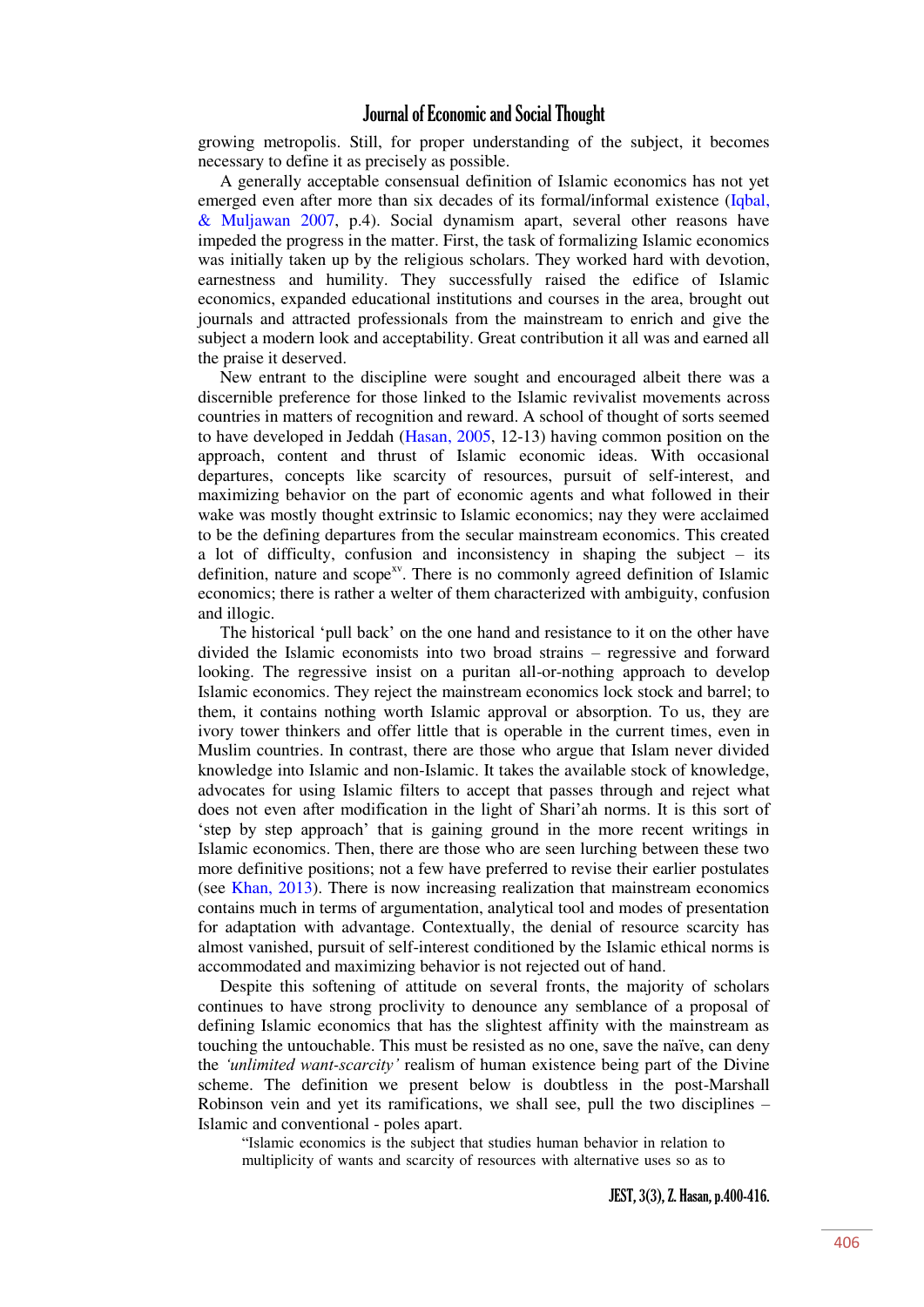growing metropolis. Still, for proper understanding of the subject, it becomes necessary to define it as precisely as possible.

A generally acceptable consensual definition of Islamic economics has not yet emerged even after more than six decades of its formal/informal existence (Iqbal, & Muljawan 2007, p.4). Social dynamism apart, several other reasons have impeded the progress in the matter. First, the task of formalizing Islamic economics was initially taken up by the religious scholars. They worked hard with devotion, earnestness and humility. They successfully raised the edifice of Islamic economics, expanded educational institutions and courses in the area, brought out journals and attracted professionals from the mainstream to enrich and give the subject a modern look and acceptability. Great contribution it all was and earned all the praise it deserved.

New entrant to the discipline were sought and encouraged albeit there was a discernible preference for those linked to the Islamic revivalist movements across countries in matters of recognition and reward. A school of thought of sorts seemed to have developed in Jeddah (Hasan, 2005, 12-13) having common position on the approach, content and thrust of Islamic economic ideas. With occasional departures, concepts like scarcity of resources, pursuit of self-interest, and maximizing behavior on the part of economic agents and what followed in their wake was mostly thought extrinsic to Islamic economics; nay they were acclaimed to be the defining departures from the secular mainstream economics. This created a lot of difficulty, confusion and inconsistency in shaping the subject – its definition, nature and scope[xv]. There is no commonly agreed definition of Islamic economics; there is rather a welter of them characterized with ambiguity, confusion and illogic.

The historical 'pull back' on the one hand and resistance to it on the other have divided the Islamic economists into two broad strains – regressive and forward looking. The regressive insist on a puritan all-or-nothing approach to develop Islamic economics. They reject the mainstream economics lock stock and barrel; to them, it contains nothing worth Islamic approval or absorption. To us, they are ivory tower thinkers and offer little that is operable in the current times, even in Muslim countries. In contrast, there are those who argue that Islam never divided knowledge into Islamic and non-Islamic. It takes the available stock of knowledge, advocates for using Islamic filters to accept that passes through and reject what does not even after modification in the light of Shari'ah norms. It is this sort of 'step by step approach' that is gaining ground in the more recent writings in Islamic economics. Then, there are those who are seen lurching between these two more definitive positions; not a few have preferred to revise their earlier postulates (see Khan, 2013). There is now increasing realization that mainstream economics contains much in terms of argumentation, analytical tool and modes of presentation for adaptation with advantage. Contextually, the denial of resource scarcity has almost vanished, pursuit of self-interest conditioned by the Islamic ethical norms is accommodated and maximizing behavior is not rejected out of hand.

Despite this softening of attitude on several fronts, the majority of scholars continues to have strong proclivity to denounce any semblance of a proposal of defining Islamic economics that has the slightest affinity with the mainstream as touching the untouchable. This must be resisted as no one, save the naïve, can deny the *'unlimited want-scarcity'* realism of human existence being part of the Divine scheme. The definition we present below is doubtless in the post-Marshall Robinson vein and yet its ramifications, we shall see, pull the two disciplines – Islamic and conventional - poles apart.

> "Islamic economics is the subject that studies human behavior in relation to multiplicity of wants and scarcity of resources with alternative uses so as to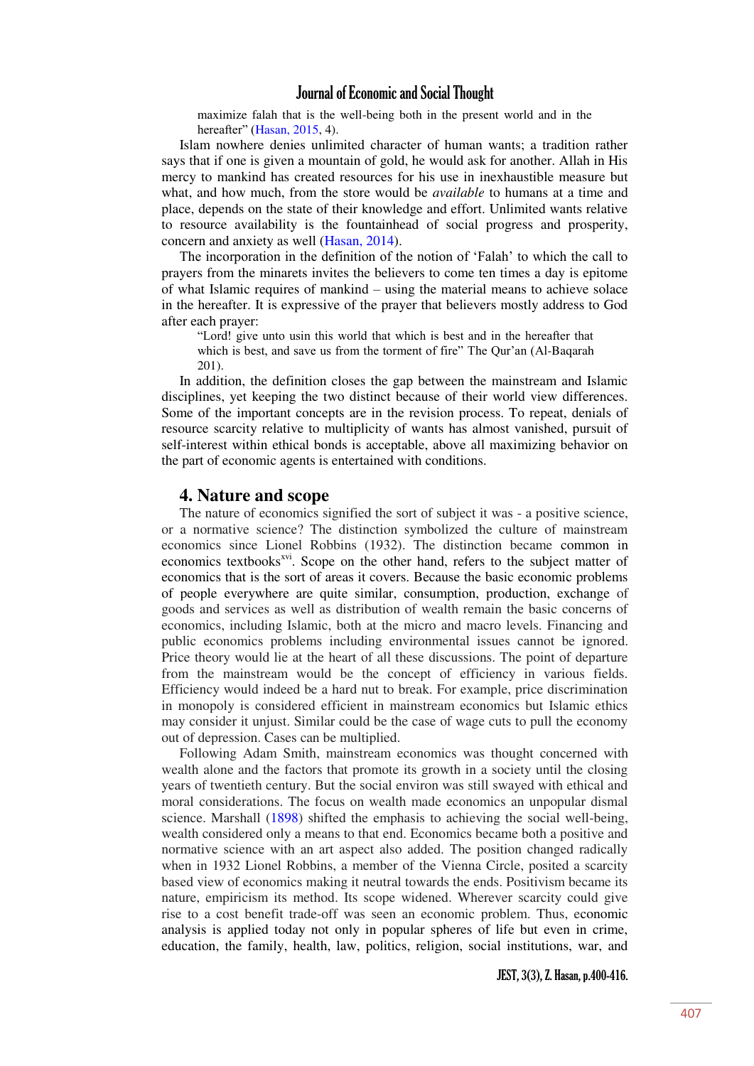> maximize falah that is the well-being both in the present world and in the hereafter" (Hasan, 2015, 4).

Islam nowhere denies unlimited character of human wants; a tradition rather says that if one is given a mountain of gold, he would ask for another. Allah in His mercy to mankind has created resources for his use in inexhaustible measure but what, and how much, from the store would be *available* to humans at a time and place, depends on the state of their knowledge and effort. Unlimited wants relative to resource availability is the fountainhead of social progress and prosperity, concern and anxiety as well (Hasan, 2014).

The incorporation in the definition of the notion of 'Falah' to which the call to prayers from the minarets invites the believers to come ten times a day is epitome of what Islamic requires of mankind – using the material means to achieve solace in the hereafter. It is expressive of the prayer that believers mostly address to God after each prayer:

> "Lord! give unto usin this world that which is best and in the hereafter that which is best, and save us from the torment of fire" The Qur'an (Al-Baqarah 201).

In addition, the definition closes the gap between the mainstream and Islamic disciplines, yet keeping the two distinct because of their world view differences. Some of the important concepts are in the revision process. To repeat, denials of resource scarcity relative to multiplicity of wants has almost vanished, pursuit of self-interest within ethical bonds is acceptable, above all maximizing behavior on the part of economic agents is entertained with conditions.

## 4. Nature and scope

The nature of economics signified the sort of subject it was - a positive science, or a normative science? The distinction symbolized the culture of mainstream economics since Lionel Robbins (1932). The distinction became common in economics textbooks[xvi]. Scope on the other hand, refers to the subject matter of economics that is the sort of areas it covers. Because the basic economic problems of people everywhere are quite similar, consumption, production, exchange of goods and services as well as distribution of wealth remain the basic concerns of economics, including Islamic, both at the micro and macro levels. Financing and public economics problems including environmental issues cannot be ignored. Price theory would lie at the heart of all these discussions. The point of departure from the mainstream would be the concept of efficiency in various fields. Efficiency would indeed be a hard nut to break. For example, price discrimination in monopoly is considered efficient in mainstream economics but Islamic ethics may consider it unjust. Similar could be the case of wage cuts to pull the economy out of depression. Cases can be multiplied.

Following Adam Smith, mainstream economics was thought concerned with wealth alone and the factors that promote its growth in a society until the closing years of twentieth century. But the social environ was still swayed with ethical and moral considerations. The focus on wealth made economics an unpopular dismal science. Marshall (1898) shifted the emphasis to achieving the social well-being, wealth considered only a means to that end. Economics became both a positive and normative science with an art aspect also added. The position changed radically when in 1932 Lionel Robbins, a member of the Vienna Circle, posited a scarcity based view of economics making it neutral towards the ends. Positivism became its nature, empiricism its method. Its scope widened. Wherever scarcity could give rise to a cost benefit trade-off was seen an economic problem. Thus, economic analysis is applied today not only in popular spheres of life but even in crime, education, the family, health, law, politics, religion, social institutions, war, and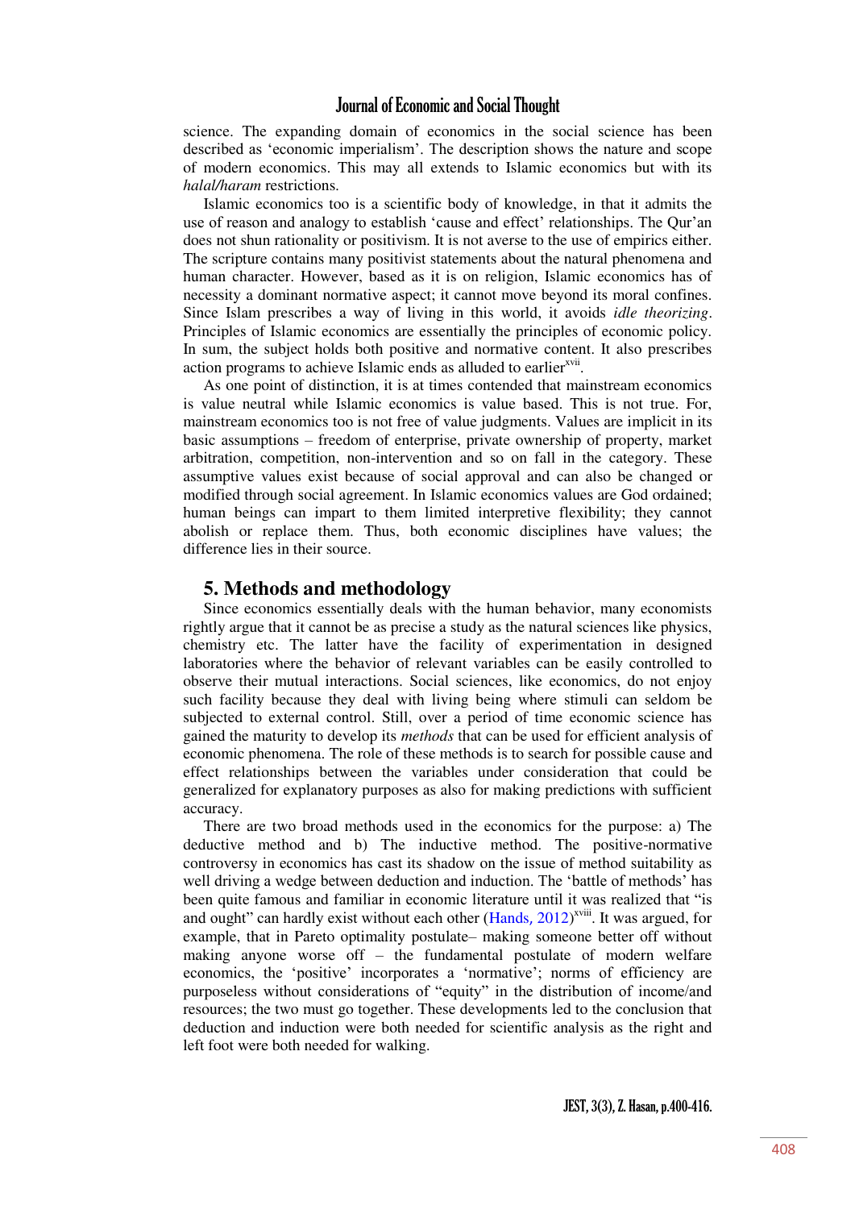science. The expanding domain of economics in the social science has been described as 'economic imperialism'. The description shows the nature and scope of modern economics. This may all extends to Islamic economics but with its *halal/haram* restrictions.

Islamic economics too is a scientific body of knowledge, in that it admits the use of reason and analogy to establish 'cause and effect' relationships. The Qur'an does not shun rationality or positivism. It is not averse to the use of empirics either. The scripture contains many positivist statements about the natural phenomena and human character. However, based as it is on religion, Islamic economics has of necessity a dominant normative aspect; it cannot move beyond its moral confines. Since Islam prescribes a way of living in this world, it avoids *idle theorizing*. Principles of Islamic economics are essentially the principles of economic policy. In sum, the subject holds both positive and normative content. It also prescribes action programs to achieve Islamic ends as alluded to earlier[xvii].

As one point of distinction, it is at times contended that mainstream economics is value neutral while Islamic economics is value based. This is not true. For, mainstream economics too is not free of value judgments. Values are implicit in its basic assumptions – freedom of enterprise, private ownership of property, market arbitration, competition, non-intervention and so on fall in the category. These assumptive values exist because of social approval and can also be changed or modified through social agreement. In Islamic economics values are God ordained; human beings can impart to them limited interpretive flexibility; they cannot abolish or replace them. Thus, both economic disciplines have values; the difference lies in their source.

## 5. Methods and methodology

Since economics essentially deals with the human behavior, many economists rightly argue that it cannot be as precise a study as the natural sciences like physics, chemistry etc. The latter have the facility of experimentation in designed laboratories where the behavior of relevant variables can be easily controlled to observe their mutual interactions. Social sciences, like economics, do not enjoy such facility because they deal with living being where stimuli can seldom be subjected to external control. Still, over a period of time economic science has gained the maturity to develop its *methods* that can be used for efficient analysis of economic phenomena. The role of these methods is to search for possible cause and effect relationships between the variables under consideration that could be generalized for explanatory purposes as also for making predictions with sufficient accuracy.

There are two broad methods used in the economics for the purpose: a) The deductive method and b) The inductive method. The positive-normative controversy in economics has cast its shadow on the issue of method suitability as well driving a wedge between deduction and induction. The 'battle of methods' has been quite famous and familiar in economic literature until it was realized that "is and ought" can hardly exist without each other (Hands, 2012)[xviii]. It was argued, for example, that in Pareto optimality postulate– making someone better off without making anyone worse off – the fundamental postulate of modern welfare economics, the 'positive' incorporates a 'normative'; norms of efficiency are purposeless without considerations of "equity" in the distribution of income/and resources; the two must go together. These developments led to the conclusion that deduction and induction were both needed for scientific analysis as the right and left foot were both needed for walking.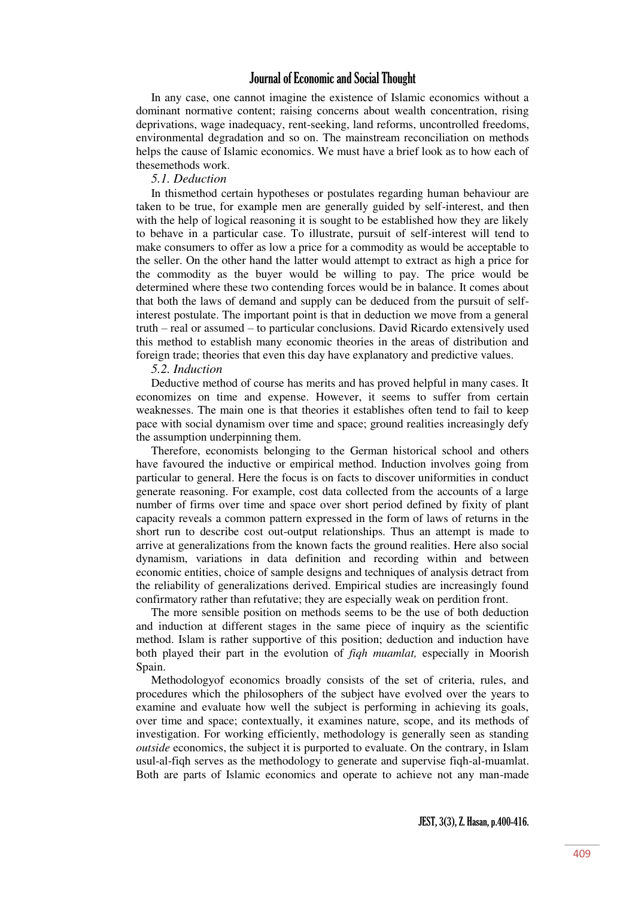In any case, one cannot imagine the existence of Islamic economics without a dominant normative content; raising concerns about wealth concentration, rising deprivations, wage inadequacy, rent-seeking, land reforms, uncontrolled freedoms, environmental degradation and so on. The mainstream reconciliation on methods helps the cause of Islamic economics. We must have a brief look as to how each of thesemethods work.

### *5.1. Deduction*

In thismethod certain hypotheses or postulates regarding human behaviour are taken to be true, for example men are generally guided by self-interest, and then with the help of logical reasoning it is sought to be established how they are likely to behave in a particular case. To illustrate, pursuit of self-interest will tend to make consumers to offer as low a price for a commodity as would be acceptable to the seller. On the other hand the latter would attempt to extract as high a price for the commodity as the buyer would be willing to pay. The price would be determined where these two contending forces would be in balance. It comes about that both the laws of demand and supply can be deduced from the pursuit of self-interest postulate. The important point is that in deduction we move from a general truth – real or assumed – to particular conclusions. David Ricardo extensively used this method to establish many economic theories in the areas of distribution and foreign trade; theories that even this day have explanatory and predictive values.

### *5.2. Induction*

Deductive method of course has merits and has proved helpful in many cases. It economizes on time and expense. However, it seems to suffer from certain weaknesses. The main one is that theories it establishes often tend to fail to keep pace with social dynamism over time and space; ground realities increasingly defy the assumption underpinning them.

Therefore, economists belonging to the German historical school and others have favoured the inductive or empirical method. Induction involves going from particular to general. Here the focus is on facts to discover uniformities in conduct generate reasoning. For example, cost data collected from the accounts of a large number of firms over time and space over short period defined by fixity of plant capacity reveals a common pattern expressed in the form of laws of returns in the short run to describe cost out-output relationships. Thus an attempt is made to arrive at generalizations from the known facts the ground realities. Here also social dynamism, variations in data definition and recording within and between economic entities, choice of sample designs and techniques of analysis detract from the reliability of generalizations derived. Empirical studies are increasingly found confirmatory rather than refutative; they are especially weak on perdition front.

The more sensible position on methods seems to be the use of both deduction and induction at different stages in the same piece of inquiry as the scientific method. Islam is rather supportive of this position; deduction and induction have both played their part in the evolution of *fiqh muamlat,* especially in Moorish Spain.

Methodologyof economics broadly consists of the set of criteria, rules, and procedures which the philosophers of the subject have evolved over the years to examine and evaluate how well the subject is performing in achieving its goals, over time and space; contextually, it examines nature, scope, and its methods of investigation. For working efficiently, methodology is generally seen as standing *outside* economics, the subject it is purported to evaluate. On the contrary, in Islam usul-al-fiqh serves as the methodology to generate and supervise fiqh-al-muamlat. Both are parts of Islamic economics and operate to achieve not any man-made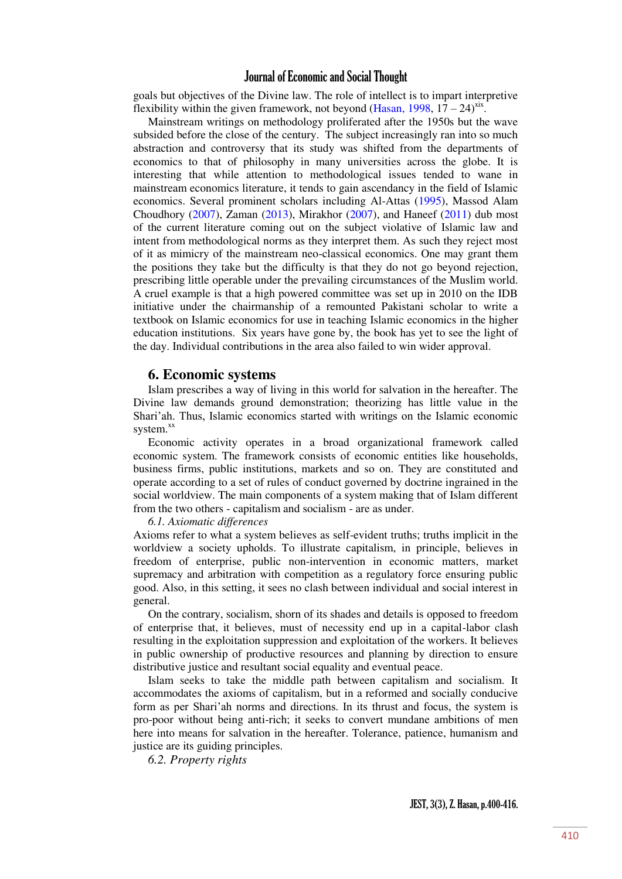goals but objectives of the Divine law. The role of intellect is to impart interpretive flexibility within the given framework, not beyond (Hasan, 1998, 17 – 24)[xix].

Mainstream writings on methodology proliferated after the 1950s but the wave subsided before the close of the century. The subject increasingly ran into so much abstraction and controversy that its study was shifted from the departments of economics to that of philosophy in many universities across the globe. It is interesting that while attention to methodological issues tended to wane in mainstream economics literature, it tends to gain ascendancy in the field of Islamic economics. Several prominent scholars including Al-Attas (1995), Massod Alam Choudhory (2007), Zaman (2013), Mirakhor (2007), and Haneef (2011) dub most of the current literature coming out on the subject violative of Islamic law and intent from methodological norms as they interpret them. As such they reject most of it as mimicry of the mainstream neo-classical economics. One may grant them the positions they take but the difficulty is that they do not go beyond rejection, prescribing little operable under the prevailing circumstances of the Muslim world. A cruel example is that a high powered committee was set up in 2010 on the IDB initiative under the chairmanship of a remounted Pakistani scholar to write a textbook on Islamic economics for use in teaching Islamic economics in the higher education institutions. Six years have gone by, the book has yet to see the light of the day. Individual contributions in the area also failed to win wider approval.

## 6. Economic systems

Islam prescribes a way of living in this world for salvation in the hereafter. The Divine law demands ground demonstration; theorizing has little value in the Shari'ah. Thus, Islamic economics started with writings on the Islamic economic system.[xx]

Economic activity operates in a broad organizational framework called economic system. The framework consists of economic entities like households, business firms, public institutions, markets and so on. They are constituted and operate according to a set of rules of conduct governed by doctrine ingrained in the social worldview. The main components of a system making that of Islam different from the two others - capitalism and socialism - are as under.

*6.1. Axiomatic differences*

Axioms refer to what a system believes as self-evident truths; truths implicit in the worldview a society upholds. To illustrate capitalism, in principle, believes in freedom of enterprise, public non-intervention in economic matters, market supremacy and arbitration with competition as a regulatory force ensuring public good. Also, in this setting, it sees no clash between individual and social interest in general.

On the contrary, socialism, shorn of its shades and details is opposed to freedom of enterprise that, it believes, must of necessity end up in a capital-labor clash resulting in the exploitation suppression and exploitation of the workers. It believes in public ownership of productive resources and planning by direction to ensure distributive justice and resultant social equality and eventual peace.

Islam seeks to take the middle path between capitalism and socialism. It accommodates the axioms of capitalism, but in a reformed and socially conducive form as per Shari'ah norms and directions. In its thrust and focus, the system is pro-poor without being anti-rich; it seeks to convert mundane ambitions of men here into means for salvation in the hereafter. Tolerance, patience, humanism and justice are its guiding principles.

*6.2. Property rights*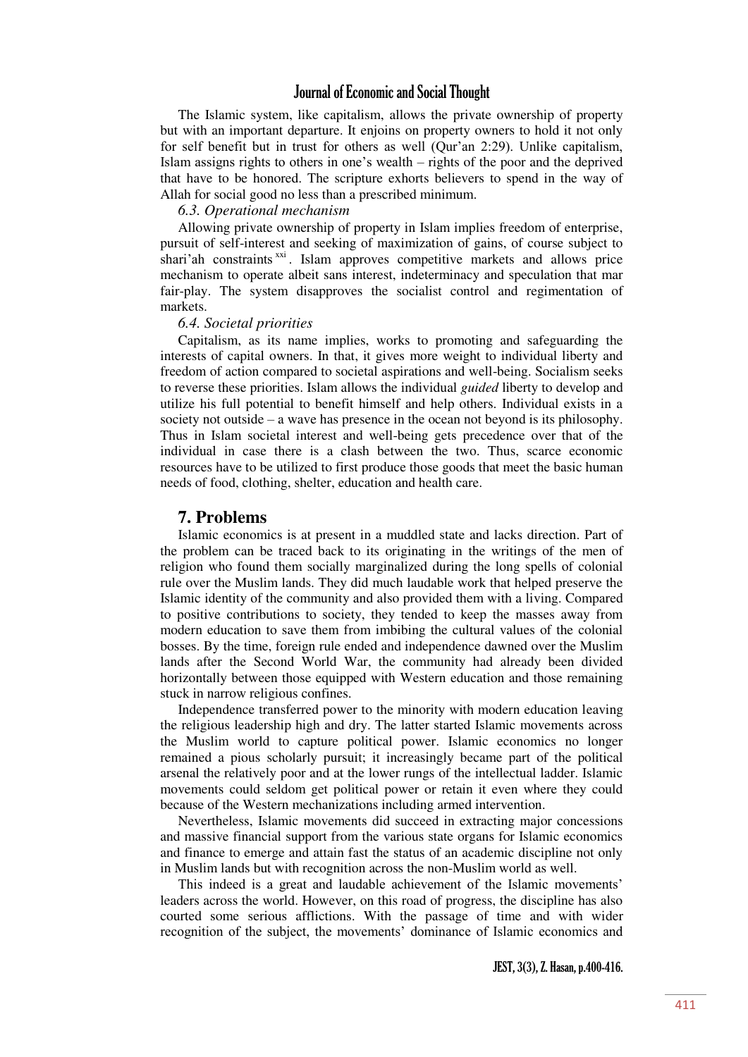The Islamic system, like capitalism, allows the private ownership of property but with an important departure. It enjoins on property owners to hold it not only for self benefit but in trust for others as well (Qur'an 2:29). Unlike capitalism, Islam assigns rights to others in one's wealth – rights of the poor and the deprived that have to be honored. The scripture exhorts believers to spend in the way of Allah for social good no less than a prescribed minimum.

### *6.3. Operational mechanism*

Allowing private ownership of property in Islam implies freedom of enterprise, pursuit of self-interest and seeking of maximization of gains, of course subject to shari'ah constraints [xxi]. Islam approves competitive markets and allows price mechanism to operate albeit sans interest, indeterminacy and speculation that mar fair-play. The system disapproves the socialist control and regimentation of markets.

### *6.4. Societal priorities*

Capitalism, as its name implies, works to promoting and safeguarding the interests of capital owners. In that, it gives more weight to individual liberty and freedom of action compared to societal aspirations and well-being. Socialism seeks to reverse these priorities. Islam allows the individual *guided* liberty to develop and utilize his full potential to benefit himself and help others. Individual exists in a society not outside – a wave has presence in the ocean not beyond is its philosophy. Thus in Islam societal interest and well-being gets precedence over that of the individual in case there is a clash between the two. Thus, scarce economic resources have to be utilized to first produce those goods that meet the basic human needs of food, clothing, shelter, education and health care.

## 7. Problems

Islamic economics is at present in a muddled state and lacks direction. Part of the problem can be traced back to its originating in the writings of the men of religion who found them socially marginalized during the long spells of colonial rule over the Muslim lands. They did much laudable work that helped preserve the Islamic identity of the community and also provided them with a living. Compared to positive contributions to society, they tended to keep the masses away from modern education to save them from imbibing the cultural values of the colonial bosses. By the time, foreign rule ended and independence dawned over the Muslim lands after the Second World War, the community had already been divided horizontally between those equipped with Western education and those remaining stuck in narrow religious confines.

Independence transferred power to the minority with modern education leaving the religious leadership high and dry. The latter started Islamic movements across the Muslim world to capture political power. Islamic economics no longer remained a pious scholarly pursuit; it increasingly became part of the political arsenal the relatively poor and at the lower rungs of the intellectual ladder. Islamic movements could seldom get political power or retain it even where they could because of the Western mechanizations including armed intervention.

Nevertheless, Islamic movements did succeed in extracting major concessions and massive financial support from the various state organs for Islamic economics and finance to emerge and attain fast the status of an academic discipline not only in Muslim lands but with recognition across the non-Muslim world as well.

This indeed is a great and laudable achievement of the Islamic movements' leaders across the world. However, on this road of progress, the discipline has also courted some serious afflictions. With the passage of time and with wider recognition of the subject, the movements' dominance of Islamic economics and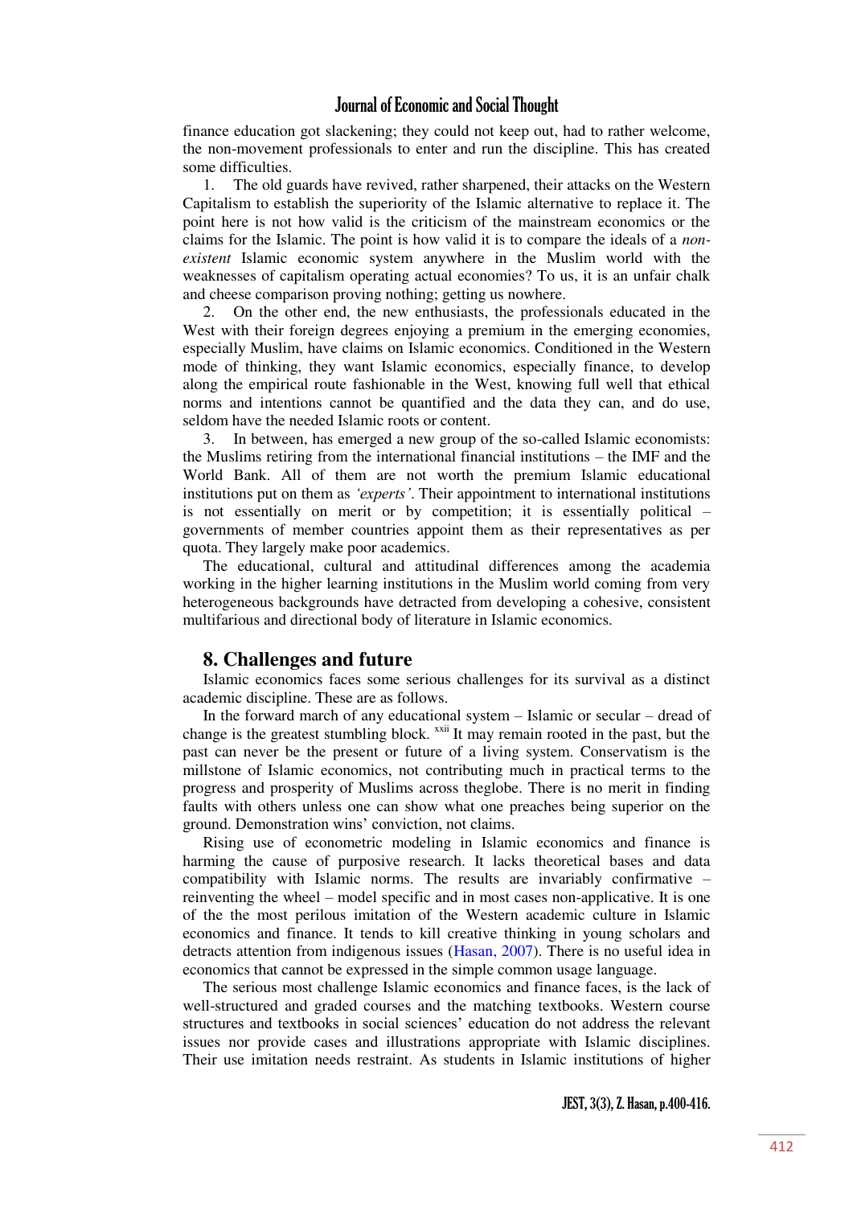finance education got slackening; they could not keep out, had to rather welcome, the non-movement professionals to enter and run the discipline. This has created some difficulties.

1. The old guards have revived, rather sharpened, their attacks on the Western Capitalism to establish the superiority of the Islamic alternative to replace it. The point here is not how valid is the criticism of the mainstream economics or the claims for the Islamic. The point is how valid it is to compare the ideals of a *non-existent* Islamic economic system anywhere in the Muslim world with the weaknesses of capitalism operating actual economies? To us, it is an unfair chalk and cheese comparison proving nothing; getting us nowhere.

2. On the other end, the new enthusiasts, the professionals educated in the West with their foreign degrees enjoying a premium in the emerging economies, especially Muslim, have claims on Islamic economics. Conditioned in the Western mode of thinking, they want Islamic economics, especially finance, to develop along the empirical route fashionable in the West, knowing full well that ethical norms and intentions cannot be quantified and the data they can, and do use, seldom have the needed Islamic roots or content.

3. In between, has emerged a new group of the so-called Islamic economists: the Muslims retiring from the international financial institutions – the IMF and the World Bank. All of them are not worth the premium Islamic educational institutions put on them as *'experts'*. Their appointment to international institutions is not essentially on merit or by competition; it is essentially political – governments of member countries appoint them as their representatives as per quota. They largely make poor academics.

The educational, cultural and attitudinal differences among the academia working in the higher learning institutions in the Muslim world coming from very heterogeneous backgrounds have detracted from developing a cohesive, consistent multifarious and directional body of literature in Islamic economics.

## 8. Challenges and future

Islamic economics faces some serious challenges for its survival as a distinct academic discipline. These are as follows.

In the forward march of any educational system – Islamic or secular – dread of change is the greatest stumbling block. [xxii] It may remain rooted in the past, but the past can never be the present or future of a living system. Conservatism is the millstone of Islamic economics, not contributing much in practical terms to the progress and prosperity of Muslims across theglobe. There is no merit in finding faults with others unless one can show what one preaches being superior on the ground. Demonstration wins' conviction, not claims.

Rising use of econometric modeling in Islamic economics and finance is harming the cause of purposive research. It lacks theoretical bases and data compatibility with Islamic norms. The results are invariably confirmative – reinventing the wheel – model specific and in most cases non-applicative. It is one of the the most perilous imitation of the Western academic culture in Islamic economics and finance. It tends to kill creative thinking in young scholars and detracts attention from indigenous issues (Hasan, 2007). There is no useful idea in economics that cannot be expressed in the simple common usage language.

The serious most challenge Islamic economics and finance faces, is the lack of well-structured and graded courses and the matching textbooks. Western course structures and textbooks in social sciences' education do not address the relevant issues nor provide cases and illustrations appropriate with Islamic disciplines. Their use imitation needs restraint. As students in Islamic institutions of higher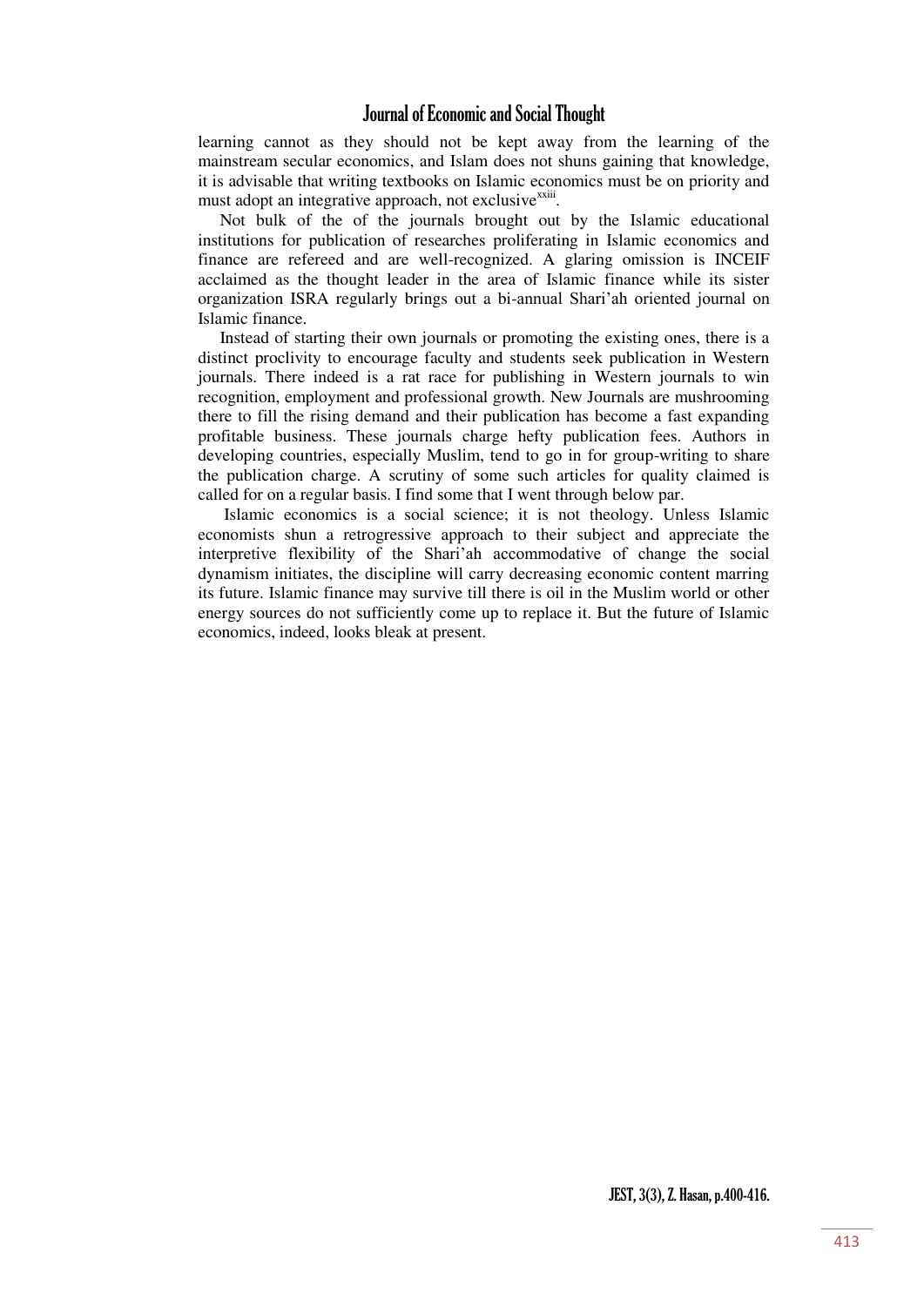learning cannot as they should not be kept away from the learning of the mainstream secular economics, and Islam does not shuns gaining that knowledge, it is advisable that writing textbooks on Islamic economics must be on priority and must adopt an integrative approach, not exclusive[xxiii].

Not bulk of the of the journals brought out by the Islamic educational institutions for publication of researches proliferating in Islamic economics and finance are refereed and are well-recognized. A glaring omission is INCEIF acclaimed as the thought leader in the area of Islamic finance while its sister organization ISRA regularly brings out a bi-annual Shari'ah oriented journal on Islamic finance.

Instead of starting their own journals or promoting the existing ones, there is a distinct proclivity to encourage faculty and students seek publication in Western journals. There indeed is a rat race for publishing in Western journals to win recognition, employment and professional growth. New Journals are mushrooming there to fill the rising demand and their publication has become a fast expanding profitable business. These journals charge hefty publication fees. Authors in developing countries, especially Muslim, tend to go in for group-writing to share the publication charge. A scrutiny of some such articles for quality claimed is called for on a regular basis. I find some that I went through below par.

Islamic economics is a social science; it is not theology. Unless Islamic economists shun a retrogressive approach to their subject and appreciate the interpretive flexibility of the Shari'ah accommodative of change the social dynamism initiates, the discipline will carry decreasing economic content marring its future. Islamic finance may survive till there is oil in the Muslim world or other energy sources do not sufficiently come up to replace it. But the future of Islamic economics, indeed, looks bleak at present.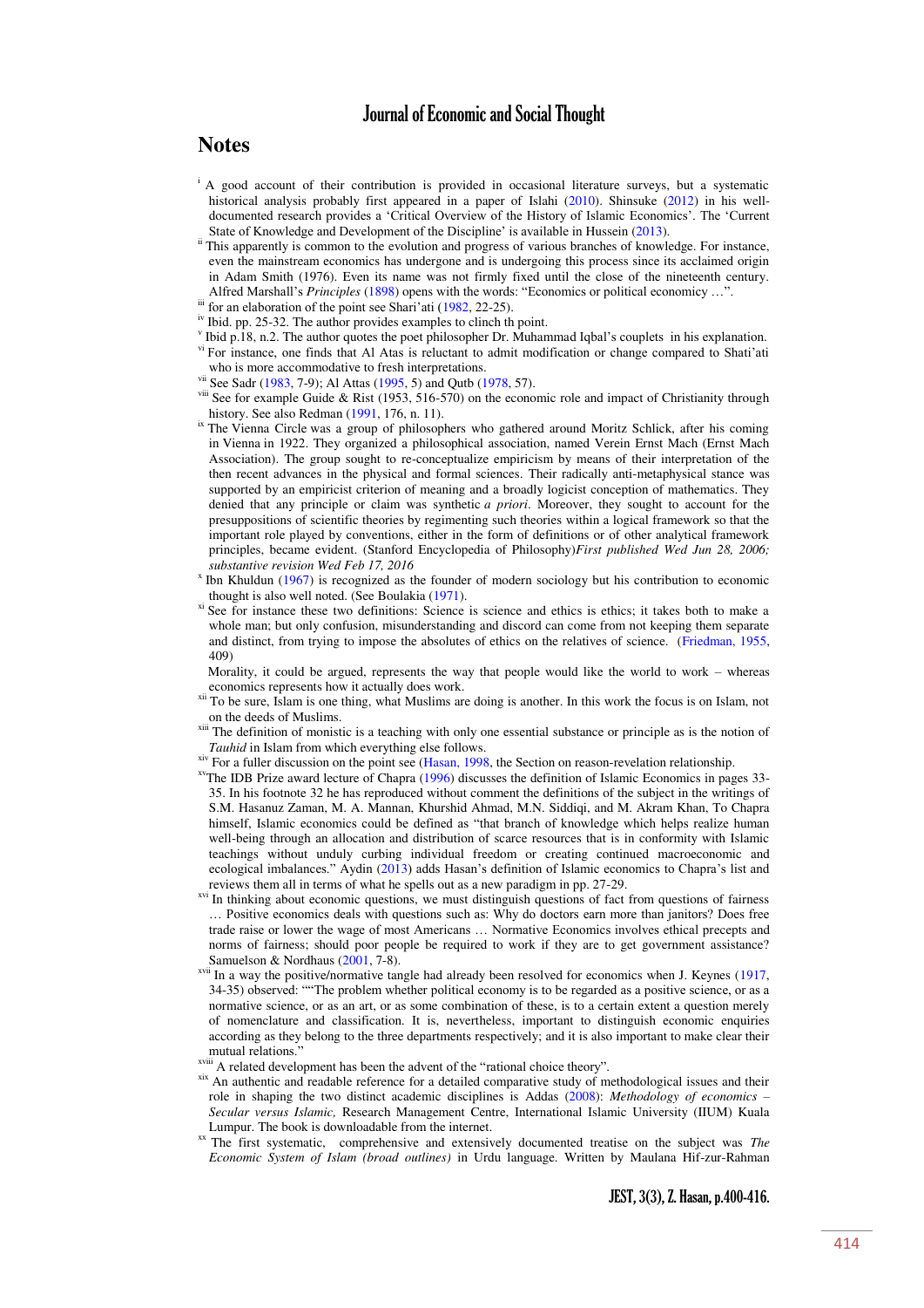## Notes

[i] A good account of their contribution is provided in occasional literature surveys, but a systematic historical analysis probably first appeared in a paper of Islahi (2010). Shinsuke (2012) in his well-documented research provides a 'Critical Overview of the History of Islamic Economics'. The 'Current State of Knowledge and Development of the Discipline' is available in Hussein (2013).

[ii] This apparently is common to the evolution and progress of various branches of knowledge. For instance, even the mainstream economics has undergone and is undergoing this process since its acclaimed origin in Adam Smith (1976). Even its name was not firmly fixed until the close of the nineteenth century. Alfred Marshall's *Principles* (1898) opens with the words: "Economics or political economy …".

[iii] for an elaboration of the point see Shari'ati (1982, 22-25).

[iv] Ibid. pp. 25-32. The author provides examples to clinch th point.

[v] Ibid p.18, n.2. The author quotes the poet philosopher Dr. Muhammad Iqbal's couplets in his explanation.

[vi] For instance, one finds that Al Atas is reluctant to admit modification or change compared to Shati'ati who is more accommodative to fresh interpretations.

[vii] See Sadr (1983, 7-9); Al Attas (1995, 5) and Qutb (1978, 57).

[viii] See for example Guide & Rist (1953, 516-570) on the economic role and impact of Christianity through history. See also Redman (1991, 176, n. 11).

[ix] The Vienna Circle was a group of philosophers who gathered around Moritz Schlick, after his coming in Vienna in 1922. They organized a philosophical association, named Verein Ernst Mach (Ernst Mach Association). The group sought to re-conceptualize empiricism by means of their interpretation of the then recent advances in the physical and formal sciences. Their radically anti-metaphysical stance was supported by an empiricist criterion of meaning and a broadly logicist conception of mathematics. They denied that any principle or claim was synthetic *a priori*. Moreover, they sought to account for the presuppositions of scientific theories by regimenting such theories within a logical framework so that the important role played by conventions, either in the form of definitions or of other analytical framework principles, became evident. (Stanford Encyclopedia of Philosophy)*First published Wed Jun 28, 2006; substantive revision Wed Feb 17, 2016*

[x] Ibn Khuldun (1967) is recognized as the founder of modern sociology but his contribution to economic thought is also well noted. (See Boulakia (1971).

[xi] See for instance these two definitions: Science is science and ethics is ethics; it takes both to make a whole man; but only confusion, misunderstanding and discord can come from not keeping them separate and distinct, from trying to impose the absolutes of ethics on the relatives of science. (Friedman, 1955, 409)

Morality, it could be argued, represents the way that people would like the world to work – whereas economics represents how it actually does work.

[xii] To be sure, Islam is one thing, what Muslims are doing is another. In this work the focus is on Islam, not on the deeds of Muslims.

[xiii] The definition of monistic is a teaching with only one essential substance or principle as is the notion of *Tauhid* in Islam from which everything else follows.

[xiv] For a fuller discussion on the point see (Hasan, 1998, the Section on reason-revelation relationship.

[xv] The IDB Prize award lecture of Chapra (1996) discusses the definition of Islamic Economics in pages 33-35. In his footnote 32 he has reproduced without comment the definitions of the subject in the writings of S.M. Hasanuz Zaman, M. A. Mannan, Khurshid Ahmad, M.N. Siddiqi, and M. Akram Khan, To Chapra himself, Islamic economics could be defined as "that branch of knowledge which helps realize human well-being through an allocation and distribution of scarce resources that is in conformity with Islamic teachings without unduly curbing individual freedom or creating continued macroeconomic and ecological imbalances." Aydin (2013) adds Hasan's definition of Islamic economics to Chapra's list and reviews them all in terms of what he spells out as a new paradigm in pp. 27-29.

[xvi] In thinking about economic questions, we must distinguish questions of fact from questions of fairness … Positive economics deals with questions such as: Why do doctors earn more than janitors? Does free trade raise or lower the wage of most Americans … Normative Economics involves ethical precepts and norms of fairness; should poor people be required to work if they are to get government assistance? Samuelson & Nordhaus (2001, 7-8).

[xvii] In a way the positive/normative tangle had already been resolved for economics when J. Keynes (1917, 34-35) observed: ""The problem whether political economy is to be regarded as a positive science, or as a normative science, or as an art, or as some combination of these, is to a certain extent a question merely of nomenclature and classification. It is, nevertheless, important to distinguish economic enquiries according as they belong to the three departments respectively; and it is also important to make clear their mutual relations."

[xviii] A related development has been the advent of the "rational choice theory".

[xix] An authentic and readable reference for a detailed comparative study of methodological issues and their role in shaping the two distinct academic disciplines is Addas (2008): *Methodology of economics – Secular versus Islamic,* Research Management Centre, International Islamic University (IIUM) Kuala Lumpur. The book is downloadable from the internet.

[xx] The first systematic, comprehensive and extensively documented treatise on the subject was *The Economic System of Islam (broad outlines)* in Urdu language. Written by Maulana Hif-zur-Rahman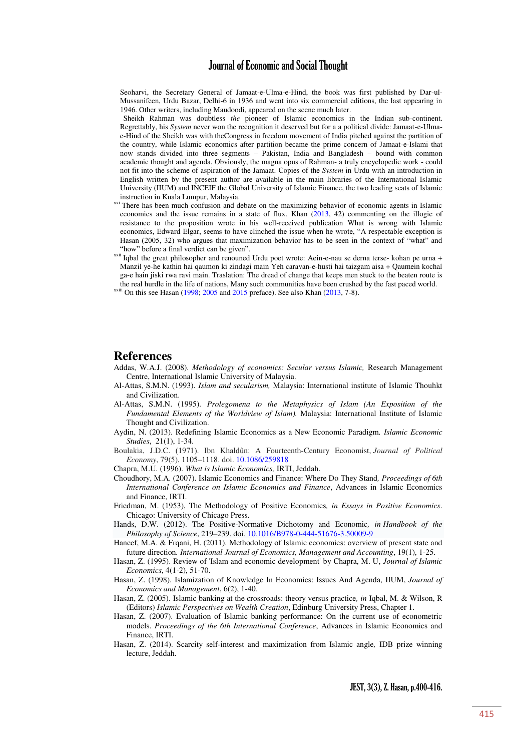Seoharvi, the Secretary General of Jamaat-e-Ulma-e-Hind, the book was first published by Dar-ul-Mussanifeen, Urdu Bazar, Delhi-6 in 1936 and went into six commercial editions, the last appearing in 1946. Other writers, including Maudoodi, appeared on the scene much later.

Sheikh Rahman was doubtless *the* pioneer of Islamic economics in the Indian sub-continent. Regrettably, his *System* never won the recognition it deserved but for a a political divide: Jamaat-e-Ulma-e-Hind of the Sheikh was with theCongress in freedom movement of India pitched against the partition of the country, while Islamic economics after partition became the prime concern of Jamaat-e-Islami that now stands divided into three segments – Pakistan, India and Bangladesh – bound with common academic thought and agenda. Obviously, the magna opus of Rahman- a truly encyclopedic work - could not fit into the scheme of aspiration of the Jamaat. Copies of the *System* in Urdu with an introduction in English written by the present author are available in the main libraries of the International Islamic University (IIUM) and INCEIF the Global University of Islamic Finance, the two leading seats of Islamic instruction in Kuala Lumpur, Malaysia.

[xxi] There has been much confusion and debate on the maximizing behavior of economic agents in Islamic economics and the issue remains in a state of flux. Khan (2013, 42) commenting on the illogic of resistance to the proposition wrote in his well-received publication What is wrong with Islamic economics, Edward Elgar, seems to have clinched the issue when he wrote, “A respectable exception is Hasan (2005, 32) who argues that maximization behavior has to be seen in the context of “what” and “how” before a final verdict can be given”.

[xxii] Iqbal the great philosopher and renouned Urdu poet wrote: Aein-e-nau se derna terse- kohan pe urna + Manzil ye-he kathin hai qaumon ki zindagi main Yeh caravan-e-husti hai taizgam aisa + Qaumein kochal ga-e hain jiski rwa ravi main. Traslation: The dread of change that keeps men stuck to the beaten route is the real hurdle in the life of nations, Many such communities have been crushed by the fast paced world.

[xxiii] On this see Hasan (1998; 2005 and 2015 preface). See also Khan (2013, 7-8).

# References

Addas, W.A.J. (2008). *Methodology of economics: Secular versus Islamic,* Research Management Centre, International Islamic University of Malaysia.

Al-Attas, S.M.N. (1993). *Islam and secularism,* Malaysia: International institute of Islamic Thouhkt and Civilization.

Al-Attas, S.M.N. (1995). *Prolegomena to the Metaphysics of Islam (An Exposition of the Fundamental Elements of the Worldview of Islam).* Malaysia: International Institute of Islamic Thought and Civilization.

Aydin, N. (2013). Redefining Islamic Economics as a New Economic Paradigm. *Islamic Economic Studies*, 21(1), 1-34.

Boulakia, J.D.C. (1971). Ibn Khaldûn: A Fourteenth-Century Economist, *Journal of Political Economy*, 79(5), 1105–1118. doi. 10.1086/259818

Chapra, M.U. (1996). *What is Islamic Economics,* IRTI, Jeddah.

Choudhory, M.A. (2007). Islamic Economics and Finance: Where Do They Stand*, Proceedings of 6th International Conference on Islamic Economics and Finance*, Advances in Islamic Economics and Finance, IRTI.

Friedman, M. (1953), The Methodology of Positive Economics*, in Essays in Positive Economics*. Chicago: University of Chicago Press.

Hands, D.W. (2012). The Positive-Normative Dichotomy and Economic*, in Handbook of the Philosophy of Science*, 219–239. doi. 10.1016/B978-0-444-51676-3.50009-9

Haneef, M.A. & Frqani, H. (2011). Methodology of Islamic economics: overview of present state and future direction. *International Journal of Economics, Management and Accounting*, 19(1), 1-25.

Hasan, Z. (1995). Review of 'Islam and economic development' by Chapra, M. U, *Journal of Islamic Economics*, 4(1-2), 51-70.

Hasan, Z. (1998). Islamization of Knowledge In Economics: Issues And Agenda, IIUM, *Journal of Economics and Management*, 6(2), 1-40.

Hasan, Z. (2005). Islamic banking at the crossroads: theory versus practice*, in* Iqbal, M. & Wilson, R (Editors) *Islamic Perspectives on Wealth Creation*, Edinburg University Press, Chapter 1.

Hasan, Z. (2007). Evaluation of Islamic banking performance: On the current use of econometric models. *Proceedings of the 6th International Conference*, Advances in Islamic Economics and Finance, IRTI.

Hasan, Z. (2014). Scarcity self-interest and maximization from Islamic angle*,* IDB prize winning lecture, Jeddah.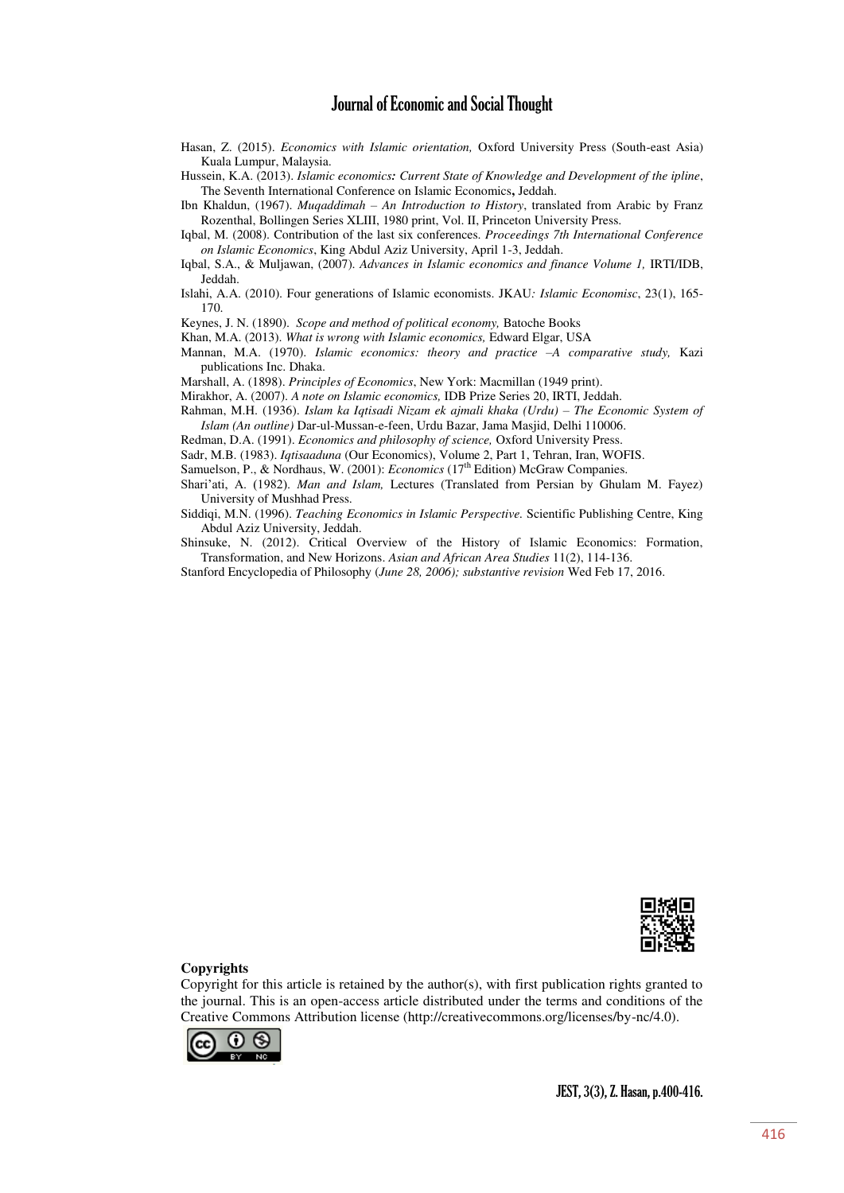Hasan, Z. (2015). *Economics with Islamic orientation,* Oxford University Press (South-east Asia) Kuala Lumpur, Malaysia.

Hussein, K.A. (2013). *Islamic economics: Current State of Knowledge and Development of the ipline*, The Seventh International Conference on Islamic Economics**,** Jeddah.

Ibn Khaldun, (1967). *Muqaddimah – An Introduction to History*, translated from Arabic by Franz Rozenthal, Bollingen Series XLIII, 1980 print, Vol. II, Princeton University Press.

Iqbal, M. (2008). Contribution of the last six conferences. *Proceedings 7th International Conference on Islamic Economics*, King Abdul Aziz University, April 1-3, Jeddah.

Iqbal, S.A., & Muljawan, (2007). *Advances in Islamic economics and finance Volume 1,* IRTI/IDB, Jeddah.

Islahi, A.A. (2010). Four generations of Islamic economists. JKAU*: Islamic Economisc*, 23(1), 165-170.

Keynes, J. N. (1890). *Scope and method of political economy,* Batoche Books

Khan, M.A. (2013). *What is wrong with Islamic economics,* Edward Elgar, USA

Mannan, M.A. (1970). *Islamic economics: theory and practice –A comparative study,* Kazi publications Inc. Dhaka.

Marshall, A. (1898). *Principles of Economics*, New York: Macmillan (1949 print).

Mirakhor, A. (2007). *A note on Islamic economics,* IDB Prize Series 20, IRTI, Jeddah.

Rahman, M.H. (1936). *Islam ka Iqtisadi Nizam ek ajmali khaka (Urdu) – The Economic System of Islam (An outline)* Dar-ul-Mussan-e-feen, Urdu Bazar, Jama Masjid, Delhi 110006.

Redman, D.A. (1991). *Economics and philosophy of science,* Oxford University Press.

Sadr, M.B. (1983). *Iqtisaaduna* (Our Economics), Volume 2, Part 1, Tehran, Iran, WOFIS.

Samuelson, P., & Nordhaus, W. (2001): *Economics* (17th Edition) McGraw Companies.

Shari'ati, A. (1982). *Man and Islam,* Lectures (Translated from Persian by Ghulam M. Fayez) University of Mushhad Press.

Siddiqi, M.N. (1996). *Teaching Economics in Islamic Perspective.* Scientific Publishing Centre, King Abdul Aziz University, Jeddah.

Shinsuke, N. (2012). Critical Overview of the History of Islamic Economics: Formation, Transformation, and New Horizons. *Asian and African Area Studies* 11(2), 114-136.

Stanford Encyclopedia of Philosophy (*June 28, 2006); substantive revision* Wed Feb 17, 2016.

**Copyrights**

Copyright for this article is retained by the author(s), with first publication rights granted to the journal. This is an open-access article distributed under the terms and conditions of the Creative Commons Attribution license (http://creativecommons.org/licenses/by-nc/4.0).